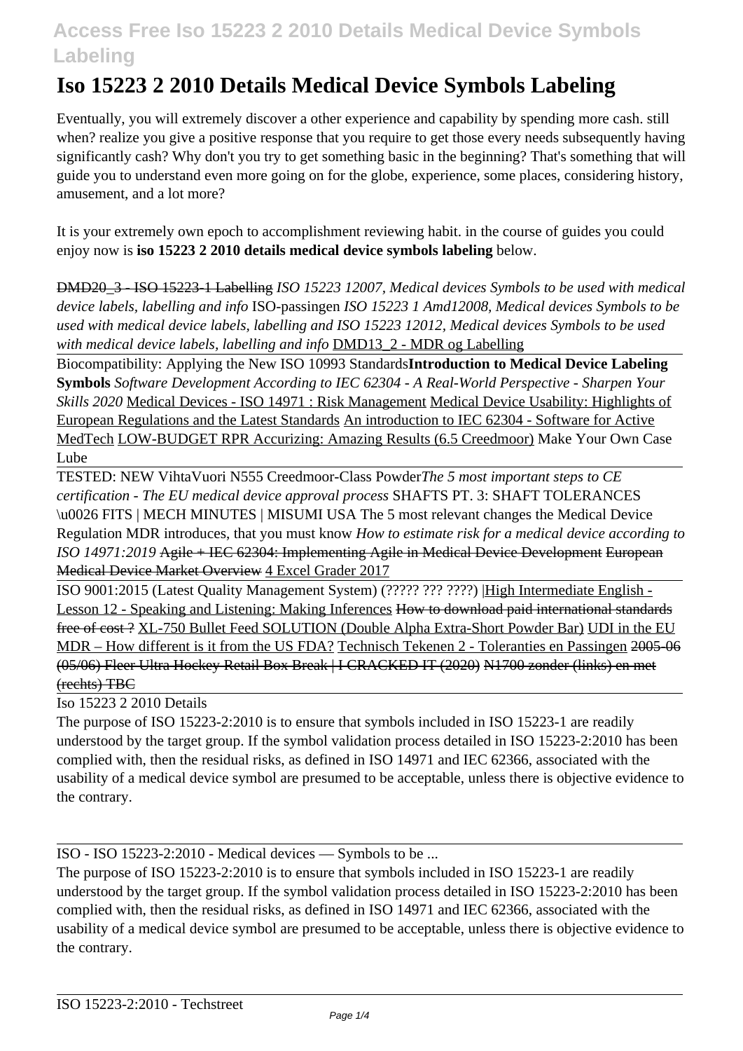# Iso 15223 2 2010 Details Medical Device Symbols Labeling

Eventually, you will extremely discover a other experience and capability by spending more cash. still when? realize you give a positive response that you require to get those every needs subsequently having significantly cash? Why don't you try to get something basic in the beginning? That's something that will guide you to understand even more going on for the globe, experience, some places, considering history, amusement, and a lot more?

It is your extremely own epoch to accomplishment reviewing habit. in the course of guides you could enjoy now is **iso 15223 2 2010 details medical device symbols labeling** below.

~~DMD20_3 - ISO 15223-1 Labelling~~ *ISO 15223 12007, Medical devices Symbols to be used with medical device labels, labelling and info* ISO-passingen *ISO 15223 1 Amd12008, Medical devices Symbols to be used with medical device labels, labelling and ISO 15223 12012, Medical devices Symbols to be used with medical device labels, labelling and info* DMD13_2 - MDR og Labelling

Biocompatibility: Applying the New ISO 10993 Standards**Introduction to Medical Device Labeling Symbols** *Software Development According to IEC 62304 - A Real-World Perspective - Sharpen Your Skills 2020* Medical Devices - ISO 14971 : Risk Management Medical Device Usability: Highlights of European Regulations and the Latest Standards An introduction to IEC 62304 - Software for Active MedTech LOW-BUDGET RPR Accurizing: Amazing Results (6.5 Creedmoor) Make Your Own Case Lube

TESTED: NEW VihtaVuori N555 Creedmoor-Class Powder*The 5 most important steps to CE certification - The EU medical device approval process* SHAFTS PT. 3: SHAFT TOLERANCES \u0026 FITS | MECH MINUTES | MISUMI USA The 5 most relevant changes the Medical Device Regulation MDR introduces, that you must know *How to estimate risk for a medical device according to ISO 14971:2019* ~~Agile + IEC 62304: Implementing Agile in Medical Device Development~~ ~~European Medical Device Market Overview~~ 4 Excel Grader 2017

ISO 9001:2015 (Latest Quality Management System) (????? ??? ????) |High Intermediate English - Lesson 12 - Speaking and Listening: Making Inferences ~~How to download paid international standards free of cost ?~~ XL-750 Bullet Feed SOLUTION (Double Alpha Extra-Short Powder Bar) UDI in the EU MDR – How different is it from the US FDA? Technisch Tekenen 2 - Toleranties en Passingen ~~2005-06 (05/06) Fleer Ultra Hockey Retail Box Break | I CRACKED IT (2020)~~ ~~N1700 zonder (links) en met (rechts) TBC~~

Iso 15223 2 2010 Details

The purpose of ISO 15223-2:2010 is to ensure that symbols included in ISO 15223-1 are readily understood by the target group. If the symbol validation process detailed in ISO 15223-2:2010 has been complied with, then the residual risks, as defined in ISO 14971 and IEC 62366, associated with the usability of a medical device symbol are presumed to be acceptable, unless there is objective evidence to the contrary.

ISO - ISO 15223-2:2010 - Medical devices — Symbols to be ...

The purpose of ISO 15223-2:2010 is to ensure that symbols included in ISO 15223-1 are readily understood by the target group. If the symbol validation process detailed in ISO 15223-2:2010 has been complied with, then the residual risks, as defined in ISO 14971 and IEC 62366, associated with the usability of a medical device symbol are presumed to be acceptable, unless there is objective evidence to the contrary.

ISO 15223-2:2010 - Techstreet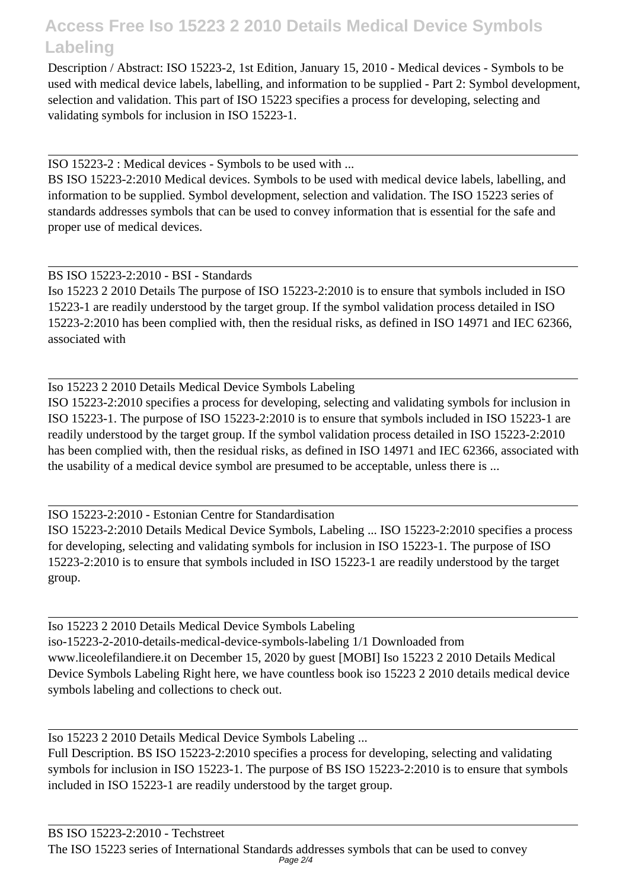Description / Abstract: ISO 15223-2, 1st Edition, January 15, 2010 - Medical devices - Symbols to be used with medical device labels, labelling, and information to be supplied - Part 2: Symbol development, selection and validation. This part of ISO 15223 specifies a process for developing, selecting and validating symbols for inclusion in ISO 15223-1.

---

ISO 15223-2 : Medical devices - Symbols to be used with ...

BS ISO 15223-2:2010 Medical devices. Symbols to be used with medical device labels, labelling, and information to be supplied. Symbol development, selection and validation. The ISO 15223 series of standards addresses symbols that can be used to convey information that is essential for the safe and proper use of medical devices.

---

BS ISO 15223-2:2010 - BSI - Standards

Iso 15223 2 2010 Details The purpose of ISO 15223-2:2010 is to ensure that symbols included in ISO 15223-1 are readily understood by the target group. If the symbol validation process detailed in ISO 15223-2:2010 has been complied with, then the residual risks, as defined in ISO 14971 and IEC 62366, associated with

---

Iso 15223 2 2010 Details Medical Device Symbols Labeling

ISO 15223-2:2010 specifies a process for developing, selecting and validating symbols for inclusion in ISO 15223-1. The purpose of ISO 15223-2:2010 is to ensure that symbols included in ISO 15223-1 are readily understood by the target group. If the symbol validation process detailed in ISO 15223-2:2010 has been complied with, then the residual risks, as defined in ISO 14971 and IEC 62366, associated with the usability of a medical device symbol are presumed to be acceptable, unless there is ...

---

ISO 15223-2:2010 - Estonian Centre for Standardisation

ISO 15223-2:2010 Details Medical Device Symbols, Labeling ... ISO 15223-2:2010 specifies a process for developing, selecting and validating symbols for inclusion in ISO 15223-1. The purpose of ISO 15223-2:2010 is to ensure that symbols included in ISO 15223-1 are readily understood by the target group.

---

Iso 15223 2 2010 Details Medical Device Symbols Labeling

iso-15223-2-2010-details-medical-device-symbols-labeling 1/1 Downloaded from www.liceolefilandiere.it on December 15, 2020 by guest [MOBI] Iso 15223 2 2010 Details Medical Device Symbols Labeling Right here, we have countless book iso 15223 2 2010 details medical device symbols labeling and collections to check out.

---

Iso 15223 2 2010 Details Medical Device Symbols Labeling ...

Full Description. BS ISO 15223-2:2010 specifies a process for developing, selecting and validating symbols for inclusion in ISO 15223-1. The purpose of BS ISO 15223-2:2010 is to ensure that symbols included in ISO 15223-1 are readily understood by the target group.

---

BS ISO 15223-2:2010 - Techstreet

The ISO 15223 series of International Standards addresses symbols that can be used to convey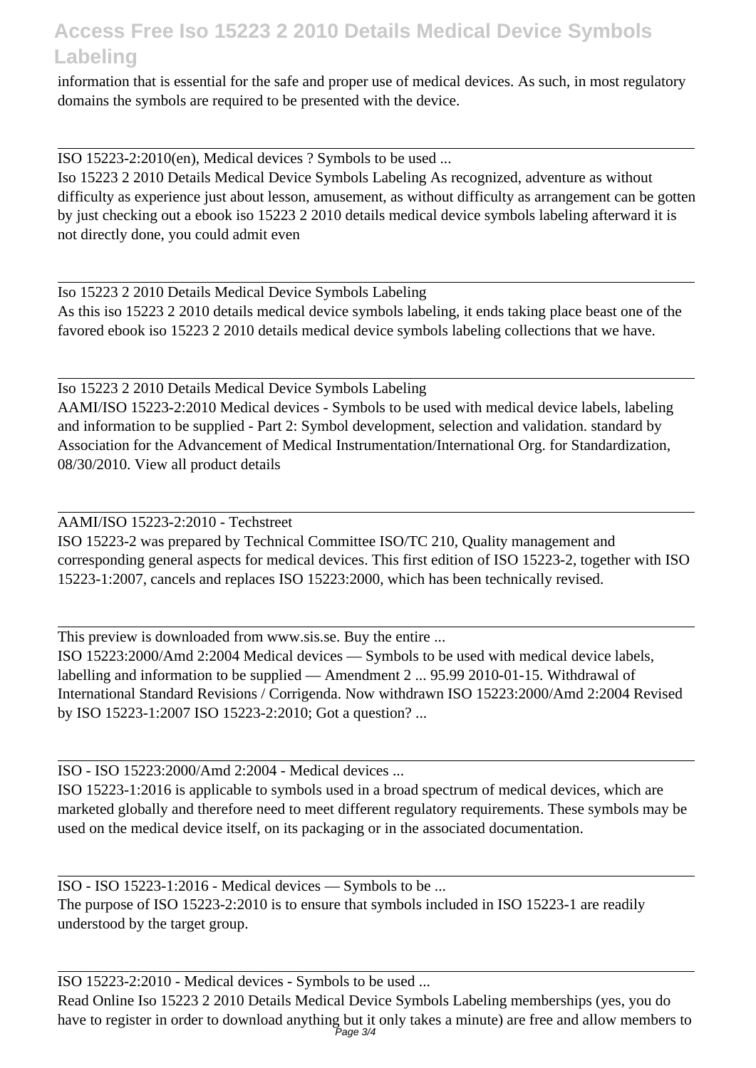information that is essential for the safe and proper use of medical devices. As such, in most regulatory domains the symbols are required to be presented with the device.

---

ISO 15223-2:2010(en), Medical devices ? Symbols to be used ...

Iso 15223 2 2010 Details Medical Device Symbols Labeling As recognized, adventure as without difficulty as experience just about lesson, amusement, as without difficulty as arrangement can be gotten by just checking out a ebook iso 15223 2 2010 details medical device symbols labeling afterward it is not directly done, you could admit even

---

Iso 15223 2 2010 Details Medical Device Symbols Labeling

As this iso 15223 2 2010 details medical device symbols labeling, it ends taking place beast one of the favored ebook iso 15223 2 2010 details medical device symbols labeling collections that we have.

---

Iso 15223 2 2010 Details Medical Device Symbols Labeling

AAMI/ISO 15223-2:2010 Medical devices - Symbols to be used with medical device labels, labeling and information to be supplied - Part 2: Symbol development, selection and validation. standard by Association for the Advancement of Medical Instrumentation/International Org. for Standardization, 08/30/2010. View all product details

---

AAMI/ISO 15223-2:2010 - Techstreet

ISO 15223-2 was prepared by Technical Committee ISO/TC 210, Quality management and corresponding general aspects for medical devices. This first edition of ISO 15223-2, together with ISO 15223-1:2007, cancels and replaces ISO 15223:2000, which has been technically revised.

---

This preview is downloaded from www.sis.se. Buy the entire ...

ISO 15223:2000/Amd 2:2004 Medical devices — Symbols to be used with medical device labels, labelling and information to be supplied — Amendment 2 ... 95.99 2010-01-15. Withdrawal of International Standard Revisions / Corrigenda. Now withdrawn ISO 15223:2000/Amd 2:2004 Revised by ISO 15223-1:2007 ISO 15223-2:2010; Got a question? ...

---

ISO - ISO 15223:2000/Amd 2:2004 - Medical devices ...

ISO 15223-1:2016 is applicable to symbols used in a broad spectrum of medical devices, which are marketed globally and therefore need to meet different regulatory requirements. These symbols may be used on the medical device itself, on its packaging or in the associated documentation.

---

ISO - ISO 15223-1:2016 - Medical devices — Symbols to be ...

The purpose of ISO 15223-2:2010 is to ensure that symbols included in ISO 15223-1 are readily understood by the target group.

---

ISO 15223-2:2010 - Medical devices - Symbols to be used ...

Read Online Iso 15223 2 2010 Details Medical Device Symbols Labeling memberships (yes, you do have to register in order to download anything but it only takes a minute) are free and allow members to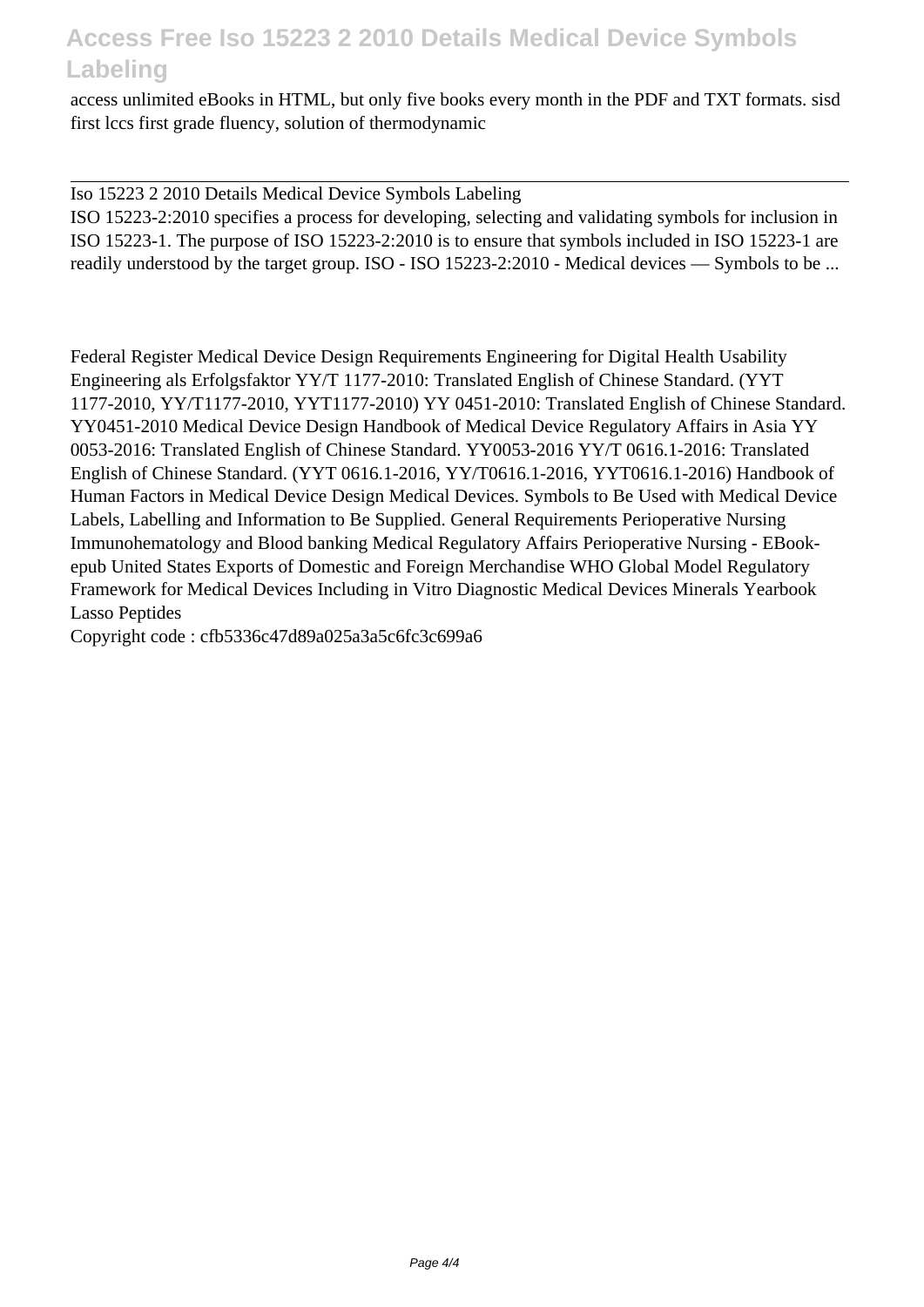access unlimited eBooks in HTML, but only five books every month in the PDF and TXT formats. sisd first lccs first grade fluency, solution of thermodynamic

---

Iso 15223 2 2010 Details Medical Device Symbols Labeling

ISO 15223-2:2010 specifies a process for developing, selecting and validating symbols for inclusion in ISO 15223-1. The purpose of ISO 15223-2:2010 is to ensure that symbols included in ISO 15223-1 are readily understood by the target group. ISO - ISO 15223-2:2010 - Medical devices — Symbols to be ...

Federal Register Medical Device Design Requirements Engineering for Digital Health Usability Engineering als Erfolgsfaktor YY/T 1177-2010: Translated English of Chinese Standard. (YYT 1177-2010, YY/T1177-2010, YYT1177-2010) YY 0451-2010: Translated English of Chinese Standard. YY0451-2010 Medical Device Design Handbook of Medical Device Regulatory Affairs in Asia YY 0053-2016: Translated English of Chinese Standard. YY0053-2016 YY/T 0616.1-2016: Translated English of Chinese Standard. (YYT 0616.1-2016, YY/T0616.1-2016, YYT0616.1-2016) Handbook of Human Factors in Medical Device Design Medical Devices. Symbols to Be Used with Medical Device Labels, Labelling and Information to Be Supplied. General Requirements Perioperative Nursing Immunohematology and Blood banking Medical Regulatory Affairs Perioperative Nursing - EBook-epub United States Exports of Domestic and Foreign Merchandise WHO Global Model Regulatory Framework for Medical Devices Including in Vitro Diagnostic Medical Devices Minerals Yearbook Lasso Peptides

Copyright code : cfb5336c47d89a025a3a5c6fc3c699a6